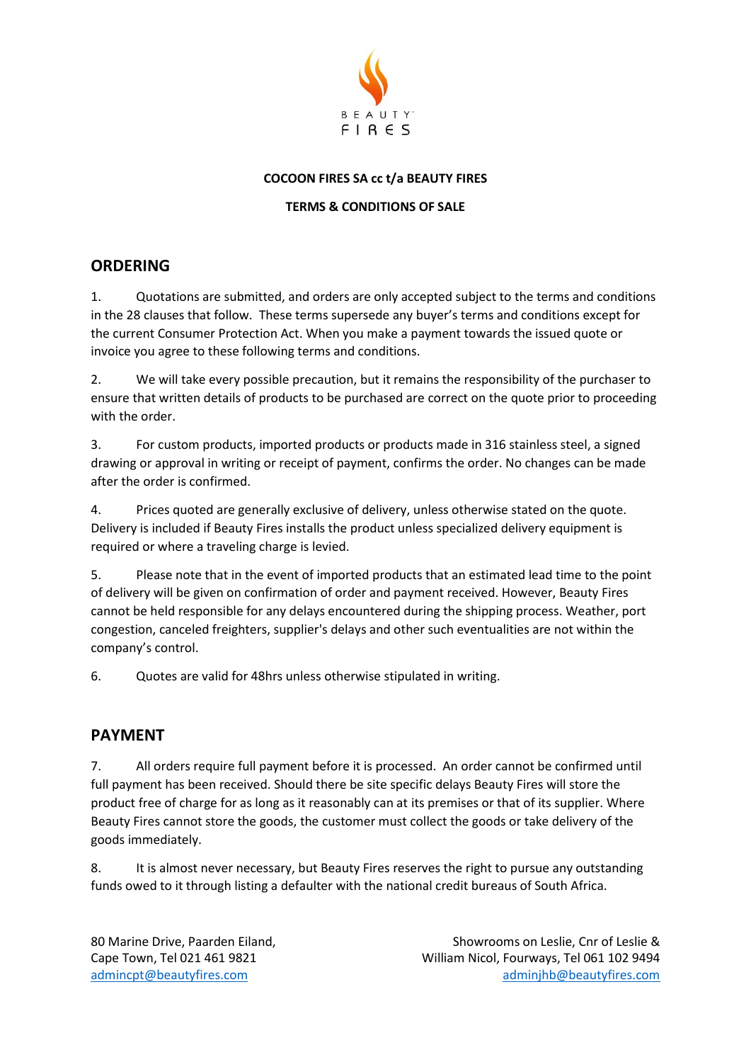# COCOON FIRES SA cc t/a BEAUTY FIRES

**TERMS & CONDITIONS OF SALE**

## ORDERING

1. Quotations are submitted, and orders are only accepted subject to the terms and conditions in the 28 clauses that follow. These terms supersede any buyer's terms and conditions except for the current Consumer Protection Act. When you make a payment towards the issued quote or invoice you agree to these following terms and conditions.

2. We will take every possible precaution, but it remains the responsibility of the purchaser to ensure that written details of products to be purchased are correct on the quote prior to proceeding with the order.

3. For custom products, imported products or products made in 316 stainless steel, a signed drawing or approval in writing or receipt of payment, confirms the order. No changes can be made after the order is confirmed.

4. Prices quoted are generally exclusive of delivery, unless otherwise stated on the quote. Delivery is included if Beauty Fires installs the product unless specialized delivery equipment is required or where a traveling charge is levied.

5. Please note that in the event of imported products that an estimated lead time to the point of delivery will be given on confirmation of order and payment received. However, Beauty Fires cannot be held responsible for any delays encountered during the shipping process. Weather, port congestion, canceled freighters, supplier's delays and other such eventualities are not within the company's control.

6. Quotes are valid for 48hrs unless otherwise stipulated in writing.

## PAYMENT

7. All orders require full payment before it is processed. An order cannot be confirmed until full payment has been received. Should there be site specific delays Beauty Fires will store the product free of charge for as long as it reasonably can at its premises or that of its supplier. Where Beauty Fires cannot store the goods, the customer must collect the goods or take delivery of the goods immediately.

8. It is almost never necessary, but Beauty Fires reserves the right to pursue any outstanding funds owed to it through listing a defaulter with the national credit bureaus of South Africa.

80 Marine Drive, Paarden Eiland, Cape Town, Tel 021 461 9821 admincpt@beautyfires.com

Showrooms on Leslie, Cnr of Leslie & William Nicol, Fourways, Tel 061 102 9494 adminjhb@beautyfires.com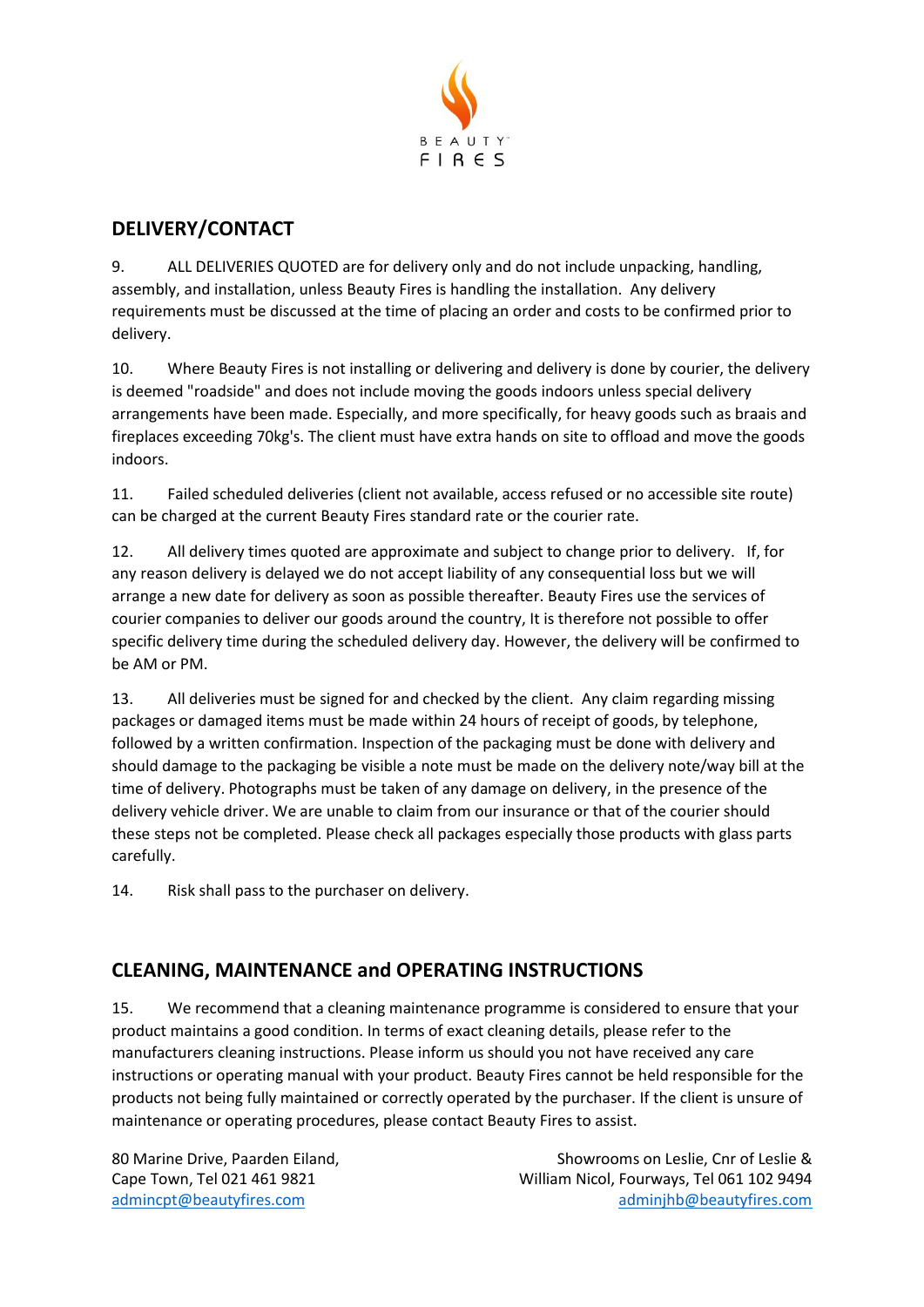## DELIVERY/CONTACT

9. ALL DELIVERIES QUOTED are for delivery only and do not include unpacking, handling, assembly, and installation, unless Beauty Fires is handling the installation. Any delivery requirements must be discussed at the time of placing an order and costs to be confirmed prior to delivery.

10. Where Beauty Fires is not installing or delivering and delivery is done by courier, the delivery is deemed "roadside" and does not include moving the goods indoors unless special delivery arrangements have been made. Especially, and more specifically, for heavy goods such as braais and fireplaces exceeding 70kg's. The client must have extra hands on site to offload and move the goods indoors.

11. Failed scheduled deliveries (client not available, access refused or no accessible site route) can be charged at the current Beauty Fires standard rate or the courier rate.

12. All delivery times quoted are approximate and subject to change prior to delivery. If, for any reason delivery is delayed we do not accept liability of any consequential loss but we will arrange a new date for delivery as soon as possible thereafter. Beauty Fires use the services of courier companies to deliver our goods around the country, It is therefore not possible to offer specific delivery time during the scheduled delivery day. However, the delivery will be confirmed to be AM or PM.

13. All deliveries must be signed for and checked by the client. Any claim regarding missing packages or damaged items must be made within 24 hours of receipt of goods, by telephone, followed by a written confirmation. Inspection of the packaging must be done with delivery and should damage to the packaging be visible a note must be made on the delivery note/way bill at the time of delivery. Photographs must be taken of any damage on delivery, in the presence of the delivery vehicle driver. We are unable to claim from our insurance or that of the courier should these steps not be completed. Please check all packages especially those products with glass parts carefully.

14. Risk shall pass to the purchaser on delivery.

## CLEANING, MAINTENANCE and OPERATING INSTRUCTIONS

15. We recommend that a cleaning maintenance programme is considered to ensure that your product maintains a good condition. In terms of exact cleaning details, please refer to the manufacturers cleaning instructions. Please inform us should you not have received any care instructions or operating manual with your product. Beauty Fires cannot be held responsible for the products not being fully maintained or correctly operated by the purchaser. If the client is unsure of maintenance or operating procedures, please contact Beauty Fires to assist.

80 Marine Drive, Paarden Eiland,
Cape Town, Tel 021 461 9821
admincpt@beautyfires.com

Showrooms on Leslie, Cnr of Leslie &
William Nicol, Fourways, Tel 061 102 9494
adminjhb@beautyfires.com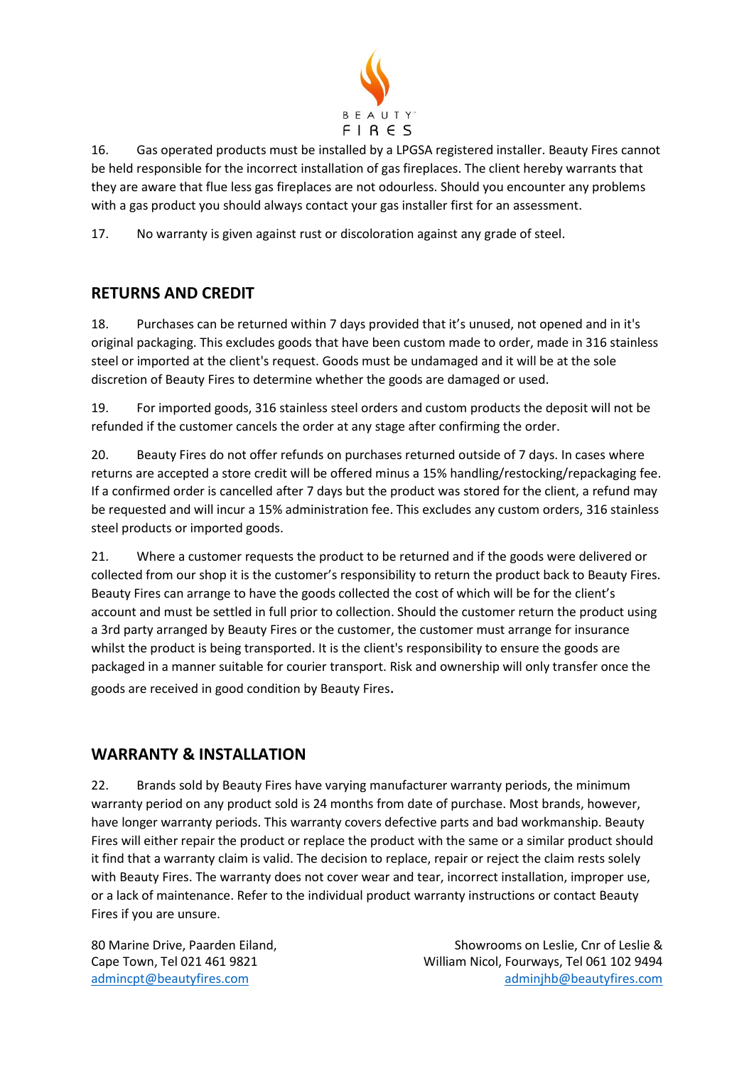16. Gas operated products must be installed by a LPGSA registered installer. Beauty Fires cannot be held responsible for the incorrect installation of gas fireplaces. The client hereby warrants that they are aware that flue less gas fireplaces are not odourless. Should you encounter any problems with a gas product you should always contact your gas installer first for an assessment.

17. No warranty is given against rust or discoloration against any grade of steel.

## RETURNS AND CREDIT

18. Purchases can be returned within 7 days provided that it's unused, not opened and in it's original packaging. This excludes goods that have been custom made to order, made in 316 stainless steel or imported at the client's request. Goods must be undamaged and it will be at the sole discretion of Beauty Fires to determine whether the goods are damaged or used.

19. For imported goods, 316 stainless steel orders and custom products the deposit will not be refunded if the customer cancels the order at any stage after confirming the order.

20. Beauty Fires do not offer refunds on purchases returned outside of 7 days. In cases where returns are accepted a store credit will be offered minus a 15% handling/restocking/repackaging fee. If a confirmed order is cancelled after 7 days but the product was stored for the client, a refund may be requested and will incur a 15% administration fee. This excludes any custom orders, 316 stainless steel products or imported goods.

21. Where a customer requests the product to be returned and if the goods were delivered or collected from our shop it is the customer's responsibility to return the product back to Beauty Fires. Beauty Fires can arrange to have the goods collected the cost of which will be for the client's account and must be settled in full prior to collection. Should the customer return the product using a 3rd party arranged by Beauty Fires or the customer, the customer must arrange for insurance whilst the product is being transported. It is the client's responsibility to ensure the goods are packaged in a manner suitable for courier transport. Risk and ownership will only transfer once the goods are received in good condition by Beauty Fires.

## WARRANTY & INSTALLATION

22. Brands sold by Beauty Fires have varying manufacturer warranty periods, the minimum warranty period on any product sold is 24 months from date of purchase. Most brands, however, have longer warranty periods. This warranty covers defective parts and bad workmanship. Beauty Fires will either repair the product or replace the product with the same or a similar product should it find that a warranty claim is valid. The decision to replace, repair or reject the claim rests solely with Beauty Fires. The warranty does not cover wear and tear, incorrect installation, improper use, or a lack of maintenance. Refer to the individual product warranty instructions or contact Beauty Fires if you are unsure.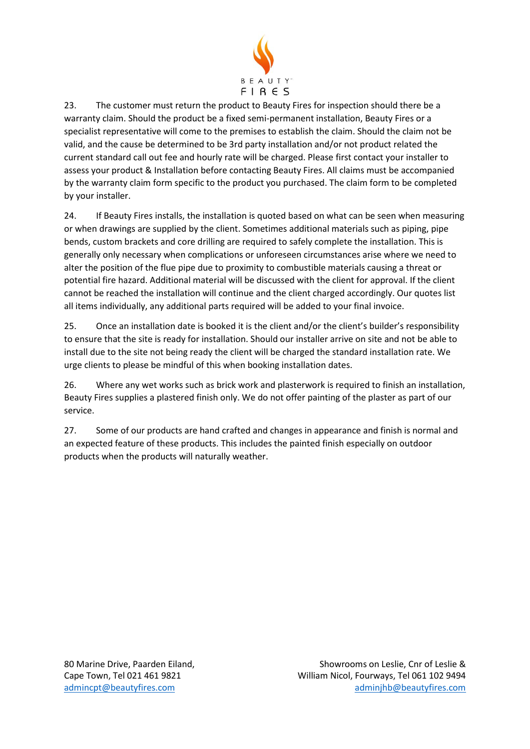23. The customer must return the product to Beauty Fires for inspection should there be a warranty claim. Should the product be a fixed semi-permanent installation, Beauty Fires or a specialist representative will come to the premises to establish the claim. Should the claim not be valid, and the cause be determined to be 3rd party installation and/or not product related the current standard call out fee and hourly rate will be charged. Please first contact your installer to assess your product & Installation before contacting Beauty Fires. All claims must be accompanied by the warranty claim form specific to the product you purchased. The claim form to be completed by your installer.

24. If Beauty Fires installs, the installation is quoted based on what can be seen when measuring or when drawings are supplied by the client. Sometimes additional materials such as piping, pipe bends, custom brackets and core drilling are required to safely complete the installation. This is generally only necessary when complications or unforeseen circumstances arise where we need to alter the position of the flue pipe due to proximity to combustible materials causing a threat or potential fire hazard. Additional material will be discussed with the client for approval. If the client cannot be reached the installation will continue and the client charged accordingly. Our quotes list all items individually, any additional parts required will be added to your final invoice.

25. Once an installation date is booked it is the client and/or the client's builder's responsibility to ensure that the site is ready for installation. Should our installer arrive on site and not be able to install due to the site not being ready the client will be charged the standard installation rate. We urge clients to please be mindful of this when booking installation dates.

26. Where any wet works such as brick work and plasterwork is required to finish an installation, Beauty Fires supplies a plastered finish only. We do not offer painting of the plaster as part of our service.

27. Some of our products are hand crafted and changes in appearance and finish is normal and an expected feature of these products. This includes the painted finish especially on outdoor products when the products will naturally weather.